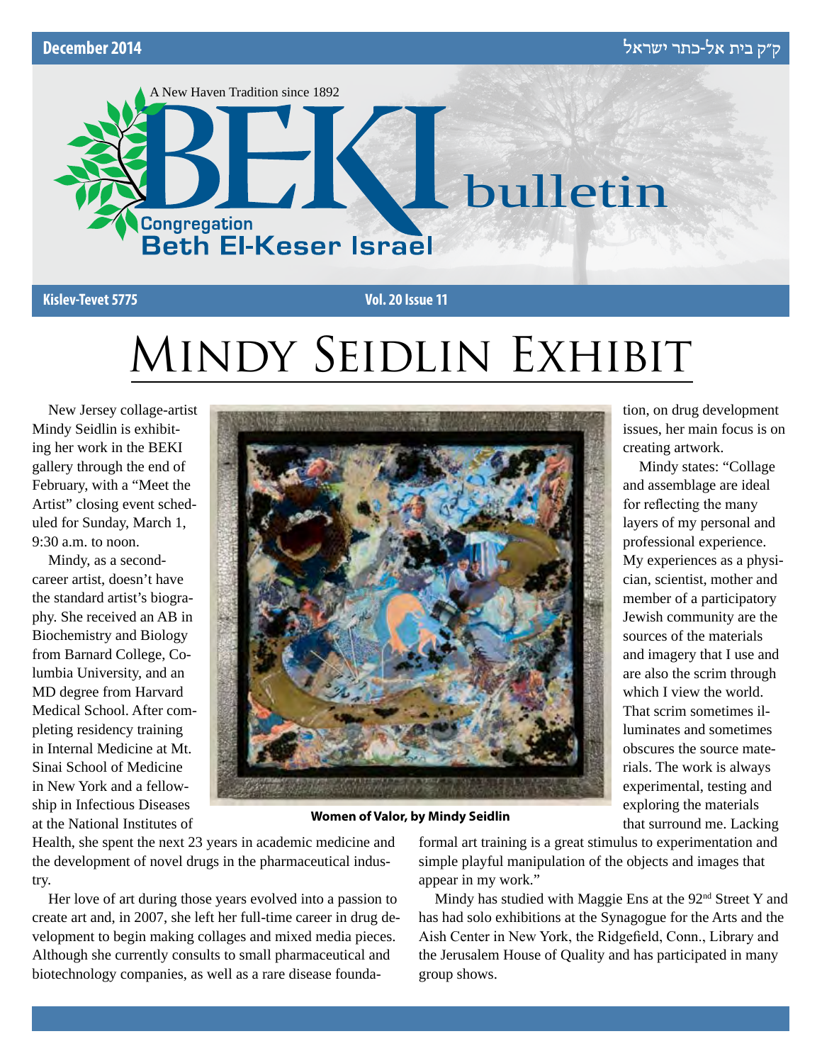December 2014

ק״ק בית אל-כתר ישראל

A New Haven Tradition since 1892

# BEKI bulletin

Congregation Beth El-Keser Israel

Kislev-Tevet 5775 Vol. 20 Issue 11

# Mindy Seidlin Exhibit

New Jersey collage-artist Mindy Seidlin is exhibiting her work in the BEKI gallery through the end of February, with a "Meet the Artist" closing event scheduled for Sunday, March 1, 9:30 a.m. to noon.

Mindy, as a second-career artist, doesn't have the standard artist's biography. She received an AB in Biochemistry and Biology from Barnard College, Columbia University, and an MD degree from Harvard Medical School. After completing residency training in Internal Medicine at Mt. Sinai School of Medicine in New York and a fellowship in Infectious Diseases at the National Institutes of Health, she spent the next 23 years in academic medicine and the development of novel drugs in the pharmaceutical industry.

Her love of art during those years evolved into a passion to create art and, in 2007, she left her full-time career in drug development to begin making collages and mixed media pieces. Although she currently consults to small pharmaceutical and biotechnology companies, as well as a rare disease foundation, on drug development issues, her main focus is on creating artwork.

**Women of Valor, by Mindy Seidlin**

Mindy states: "Collage and assemblage are ideal for reflecting the many layers of my personal and professional experience. My experiences as a physician, scientist, mother and member of a participatory Jewish community are the sources of the materials and imagery that I use and are also the scrim through which I view the world. That scrim sometimes illuminates and sometimes obscures the source materials. The work is always experimental, testing and exploring the materials that surround me. Lacking formal art training is a great stimulus to experimentation and simple playful manipulation of the objects and images that appear in my work."

Mindy has studied with Maggie Ens at the 92nd Street Y and has had solo exhibitions at the Synagogue for the Arts and the Aish Center in New York, the Ridgefield, Conn., Library and the Jerusalem House of Quality and has participated in many group shows.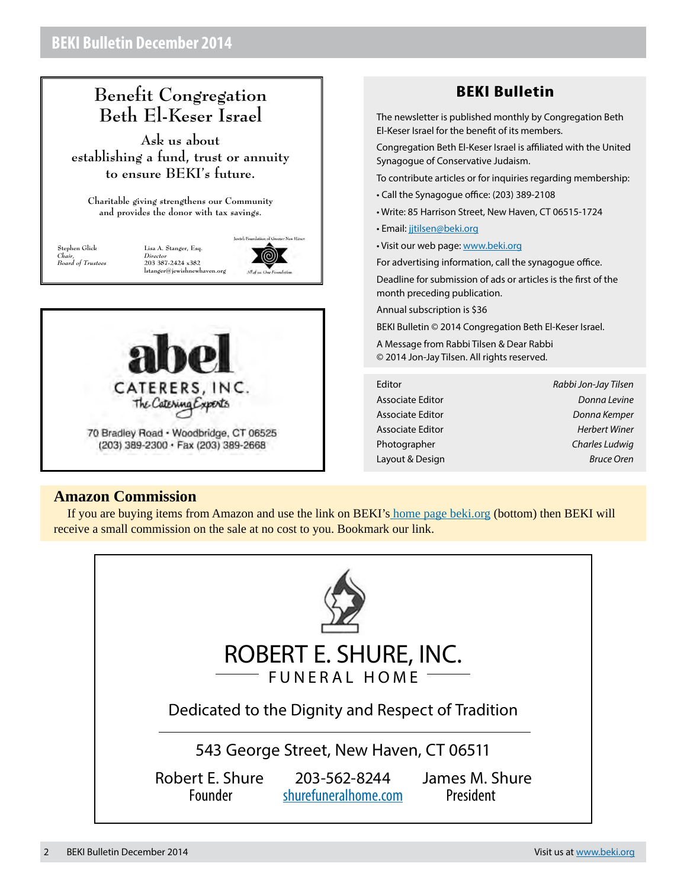## Benefit Congregation Beth El-Keser Israel

Ask us about establishing a fund, trust or annuity to ensure BEKI's future.

Charitable giving strengthens our Community and provides the donor with tax savings.

Stephen Glick
*Chair, Board of Trustees*

Lisa A. Stanger, Esq.
*Director*
203 387-2424 x382
lstanger@jewishnewhaven.org

Jewish Foundation of Greater New Haven
*All of us. One Foundation.*

---

**abel CATERERS, INC.**
*The Catering Experts*

70 Bradley Road • Woodbridge, CT 06525
(203) 389-2300 • Fax (203) 389-2668

---

## BEKI Bulletin

The newsletter is published monthly by Congregation Beth El-Keser Israel for the benefit of its members.

Congregation Beth El-Keser Israel is affiliated with the United Synagogue of Conservative Judaism.

To contribute articles or for inquiries regarding membership:

- Call the Synagogue office: (203) 389-2108
- Write: 85 Harrison Street, New Haven, CT 06515-1724
- Email: jjtilsen@beki.org
- Visit our web page: www.beki.org

For advertising information, call the synagogue office.

Deadline for submission of ads or articles is the first of the month preceding publication.

Annual subscription is $36

BEKI Bulletin © 2014 Congregation Beth El-Keser Israel.

A Message from Rabbi Tilsen & Dear Rabbi © 2014 Jon-Jay Tilsen. All rights reserved.

| | |
|---|---|
| Editor | *Rabbi Jon-Jay Tilsen* |
| Associate Editor | *Donna Levine* |
| Associate Editor | *Donna Kemper* |
| Associate Editor | *Herbert Winer* |
| Photographer | *Charles Ludwig* |
| Layout & Design | *Bruce Oren* |

## Amazon Commission

If you are buying items from Amazon and use the link on BEKI's home page beki.org (bottom) then BEKI will receive a small commission on the sale at no cost to you. Bookmark our link.

---

**ROBERT E. SHURE, INC.**
FUNERAL HOME

Dedicated to the Dignity and Respect of Tradition

543 George Street, New Haven, CT 06511

Robert E. Shure
Founder

203-562-8244
shurefuneralhome.com

James M. Shure
President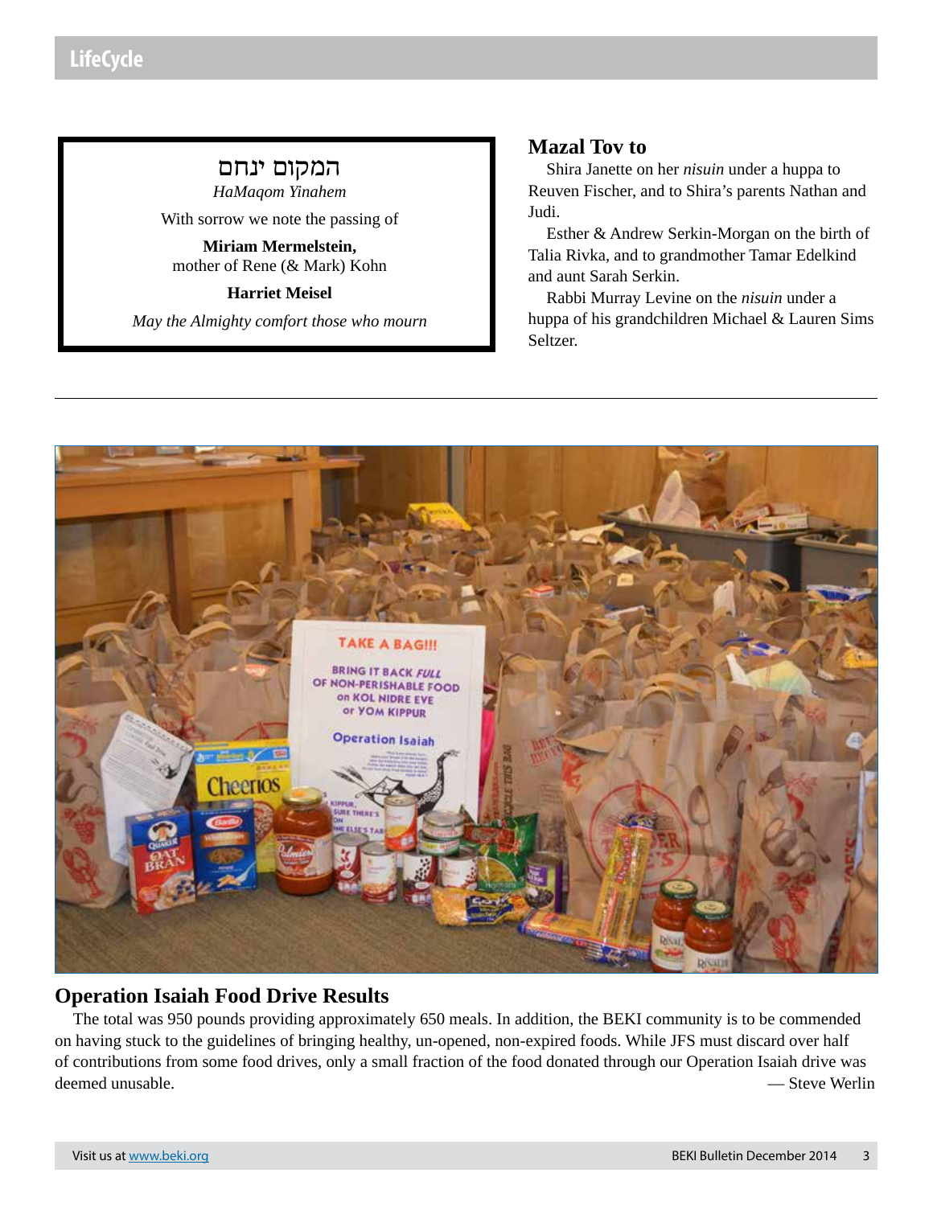## LifeCycle

המקום ינחם

*HaMaqom Yinahem*

With sorrow we note the passing of

**Miriam Mermelstein,**
mother of Rene (& Mark) Kohn

**Harriet Meisel**

*May the Almighty comfort those who mourn*

## Mazal Tov to

Shira Janette on her *nisuin* under a huppa to Reuven Fischer, and to Shira's parents Nathan and Judi.

Esther & Andrew Serkin-Morgan on the birth of Talia Rivka, and to grandmother Tamar Edelkind and aunt Sarah Serkin.

Rabbi Murray Levine on the *nisuin* under a huppa of his grandchildren Michael & Lauren Sims Seltzer.

---

## Operation Isaiah Food Drive Results

The total was 950 pounds providing approximately 650 meals. In addition, the BEKI community is to be commended on having stuck to the guidelines of bringing healthy, un-opened, non-expired foods. While JFS must discard over half of contributions from some food drives, only a small fraction of the food donated through our Operation Isaiah drive was deemed unusable.

— Steve Werlin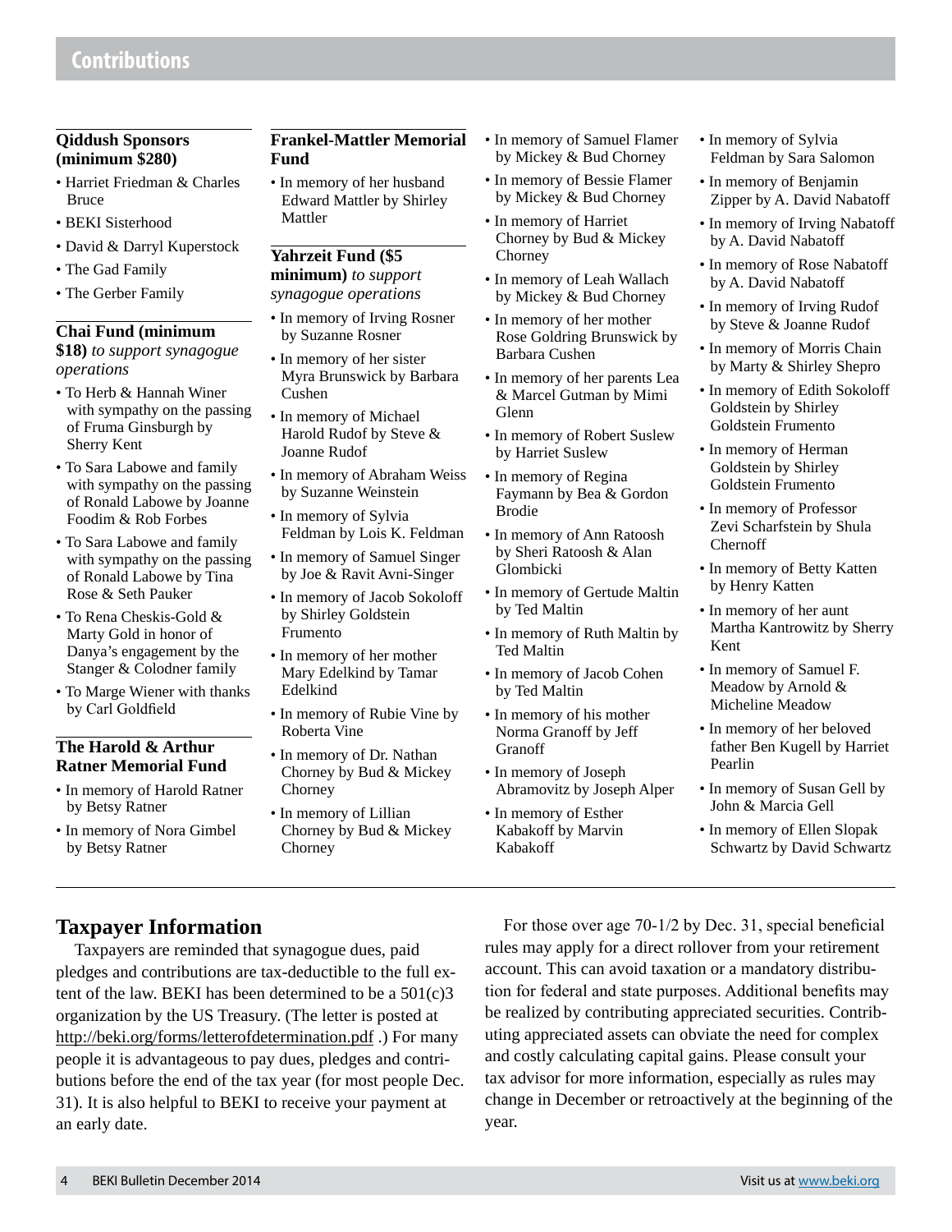# Contributions

### Qiddush Sponsors (minimum $280)

- Harriet Friedman & Charles Bruce
- BEKI Sisterhood
- David & Darryl Kuperstock
- The Gad Family
- The Gerber Family

### Chai Fund (minimum $18) *to support synagogue operations*

- To Herb & Hannah Winer with sympathy on the passing of Fruma Ginsburgh by Sherry Kent
- To Sara Labowe and family with sympathy on the passing of Ronald Labowe by Joanne Foodim & Rob Forbes
- To Sara Labowe and family with sympathy on the passing of Ronald Labowe by Tina Rose & Seth Pauker
- To Rena Cheskis-Gold & Marty Gold in honor of Danya's engagement by the Stanger & Colodner family
- To Marge Wiener with thanks by Carl Goldfield

### The Harold & Arthur Ratner Memorial Fund

- In memory of Harold Ratner by Betsy Ratner
- In memory of Nora Gimbel by Betsy Ratner

### Frankel-Mattler Memorial Fund

- In memory of her husband Edward Mattler by Shirley Mattler

### Yahrzeit Fund ($5 minimum) *to support synagogue operations*

- In memory of Irving Rosner by Suzanne Rosner
- In memory of her sister Myra Brunswick by Barbara Cushen
- In memory of Michael Harold Rudof by Steve & Joanne Rudof
- In memory of Abraham Weiss by Suzanne Weinstein
- In memory of Sylvia Feldman by Lois K. Feldman
- In memory of Samuel Singer by Joe & Ravit Avni-Singer
- In memory of Jacob Sokoloff by Shirley Goldstein Frumento
- In memory of her mother Mary Edelkind by Tamar Edelkind
- In memory of Rubie Vine by Roberta Vine
- In memory of Dr. Nathan Chorney by Bud & Mickey Chorney
- In memory of Lillian Chorney by Bud & Mickey Chorney
- In memory of Samuel Flamer by Mickey & Bud Chorney
- In memory of Bessie Flamer by Mickey & Bud Chorney
- In memory of Harriet Chorney by Bud & Mickey Chorney
- In memory of Leah Wallach by Mickey & Bud Chorney
- In memory of her mother Rose Goldring Brunswick by Barbara Cushen
- In memory of her parents Lea & Marcel Gutman by Mimi Glenn
- In memory of Robert Suslew by Harriet Suslew
- In memory of Regina Faymann by Bea & Gordon Brodie
- In memory of Ann Ratoosh by Sheri Ratoosh & Alan Glombicki
- In memory of Gertude Maltin by Ted Maltin
- In memory of Ruth Maltin by Ted Maltin
- In memory of Jacob Cohen by Ted Maltin
- In memory of his mother Norma Granoff by Jeff Granoff
- In memory of Joseph Abramovitz by Joseph Alper
- In memory of Esther Kabakoff by Marvin Kabakoff
- In memory of Sylvia Feldman by Sara Salomon
- In memory of Benjamin Zipper by A. David Nabatoff
- In memory of Irving Nabatoff by A. David Nabatoff
- In memory of Rose Nabatoff by A. David Nabatoff
- In memory of Irving Rudof by Steve & Joanne Rudof
- In memory of Morris Chain by Marty & Shirley Shepro
- In memory of Edith Sokoloff Goldstein by Shirley Goldstein Frumento
- In memory of Herman Goldstein by Shirley Goldstein Frumento
- In memory of Professor Zevi Scharfstein by Shula Chernoff
- In memory of Betty Katten by Henry Katten
- In memory of her aunt Martha Kantrowitz by Sherry Kent
- In memory of Samuel F. Meadow by Arnold & Micheline Meadow
- In memory of her beloved father Ben Kugell by Harriet Pearlin
- In memory of Susan Gell by John & Marcia Gell
- In memory of Ellen Slopak Schwartz by David Schwartz

## Taxpayer Information

Taxpayers are reminded that synagogue dues, paid pledges and contributions are tax-deductible to the full extent of the law. BEKI has been determined to be a 501(c)3 organization by the US Treasury. (The letter is posted at http://beki.org/forms/letterofdetermination.pdf .) For many people it is advantageous to pay dues, pledges and contributions before the end of the tax year (for most people Dec. 31). It is also helpful to BEKI to receive your payment at an early date.

For those over age 70-1/2 by Dec. 31, special beneficial rules may apply for a direct rollover from your retirement account. This can avoid taxation or a mandatory distribution for federal and state purposes. Additional benefits may be realized by contributing appreciated securities. Contributing appreciated assets can obviate the need for complex and costly calculating capital gains. Please consult your tax advisor for more information, especially as rules may change in December or retroactively at the beginning of the year.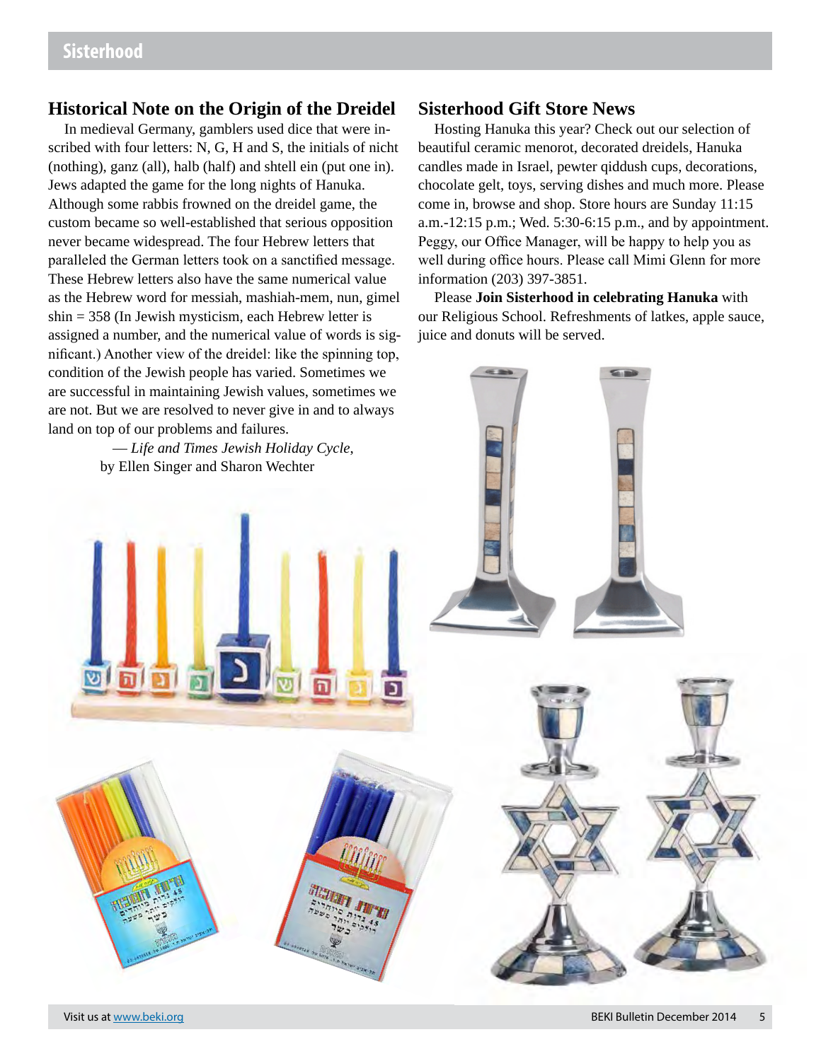## Sisterhood

### Historical Note on the Origin of the Dreidel

In medieval Germany, gamblers used dice that were inscribed with four letters: N, G, H and S, the initials of nicht (nothing), ganz (all), halb (half) and shtell ein (put one in). Jews adapted the game for the long nights of Hanuka. Although some rabbis frowned on the dreidel game, the custom became so well-established that serious opposition never became widespread. The four Hebrew letters that paralleled the German letters took on a sanctified message. These Hebrew letters also have the same numerical value as the Hebrew word for messiah, mashiah-mem, nun, gimel shin = 358 (In Jewish mysticism, each Hebrew letter is assigned a number, and the numerical value of words is significant.) Another view of the dreidel: like the spinning top, condition of the Jewish people has varied. Sometimes we are successful in maintaining Jewish values, sometimes we are not. But we are resolved to never give in and to always land on top of our problems and failures.

— *Life and Times Jewish Holiday Cycle*, by Ellen Singer and Sharon Wechter

### Sisterhood Gift Store News

Hosting Hanuka this year? Check out our selection of beautiful ceramic menorot, decorated dreidels, Hanuka candles made in Israel, pewter qiddush cups, decorations, chocolate gelt, toys, serving dishes and much more. Please come in, browse and shop. Store hours are Sunday 11:15 a.m.-12:15 p.m.; Wed. 5:30-6:15 p.m., and by appointment. Peggy, our Office Manager, will be happy to help you as well during office hours. Please call Mimi Glenn for more information (203) 397-3851.

Please **Join Sisterhood in celebrating Hanuka** with our Religious School. Refreshments of latkes, apple sauce, juice and donuts will be served.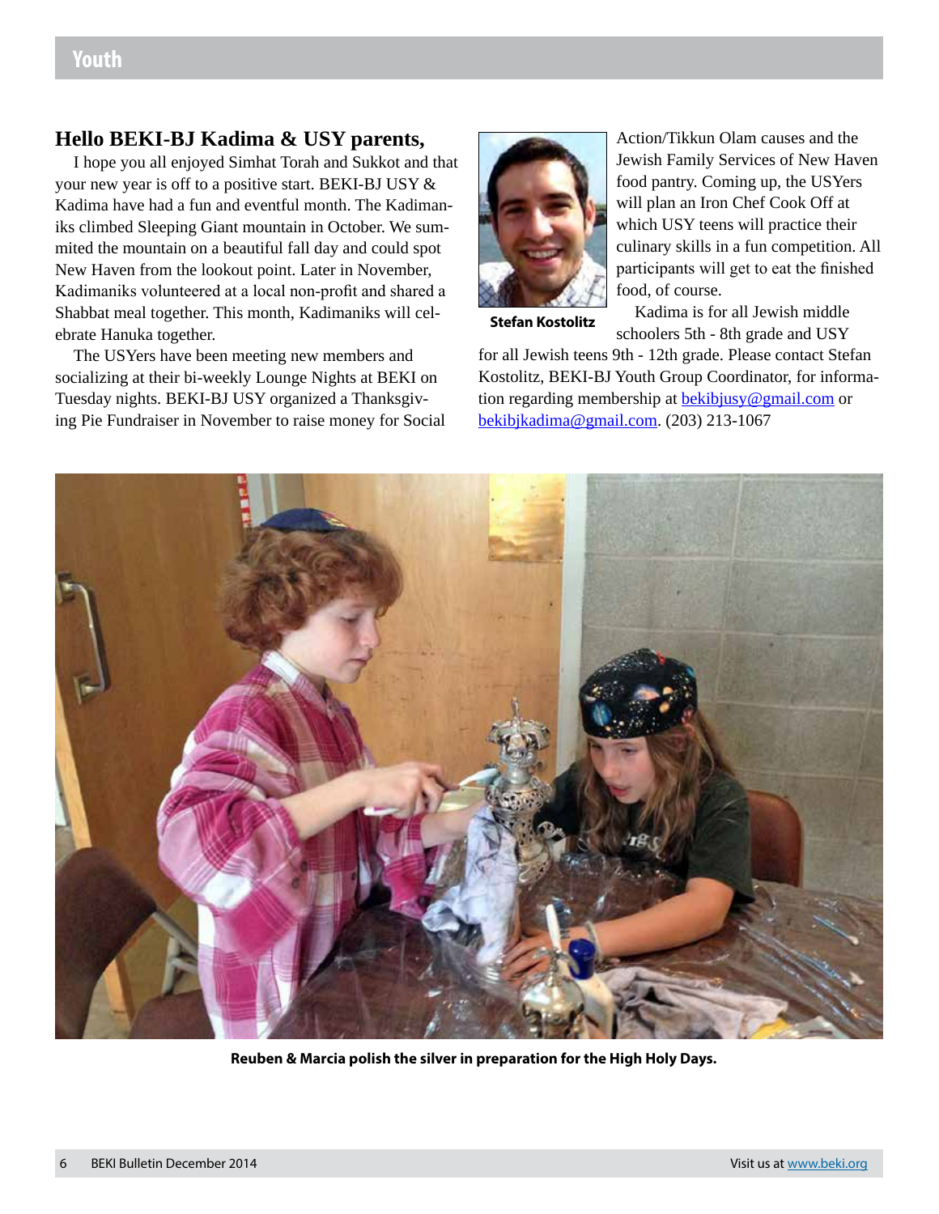## Hello BEKI-BJ Kadima & USY parents,

I hope you all enjoyed Simhat Torah and Sukkot and that your new year is off to a positive start. BEKI-BJ USY & Kadima have had a fun and eventful month. The Kadimaniks climbed Sleeping Giant mountain in October. We summited the mountain on a beautiful fall day and could spot New Haven from the lookout point. Later in November, Kadimaniks volunteered at a local non-profit and shared a Shabbat meal together. This month, Kadimaniks will celebrate Hanuka together.

The USYers have been meeting new members and socializing at their bi-weekly Lounge Nights at BEKI on Tuesday nights. BEKI-BJ USY organized a Thanksgiving Pie Fundraiser in November to raise money for Social Action/Tikkun Olam causes and the Jewish Family Services of New Haven food pantry. Coming up, the USYers will plan an Iron Chef Cook Off at which USY teens will practice their culinary skills in a fun competition. All participants will get to eat the finished food, of course.

**Stefan Kostolitz**

Kadima is for all Jewish middle schoolers 5th - 8th grade and USY for all Jewish teens 9th - 12th grade. Please contact Stefan Kostolitz, BEKI-BJ Youth Group Coordinator, for information regarding membership at bekibjusy@gmail.com or bekibjkadima@gmail.com. (203) 213-1067

**Reuben & Marcia polish the silver in preparation for the High Holy Days.**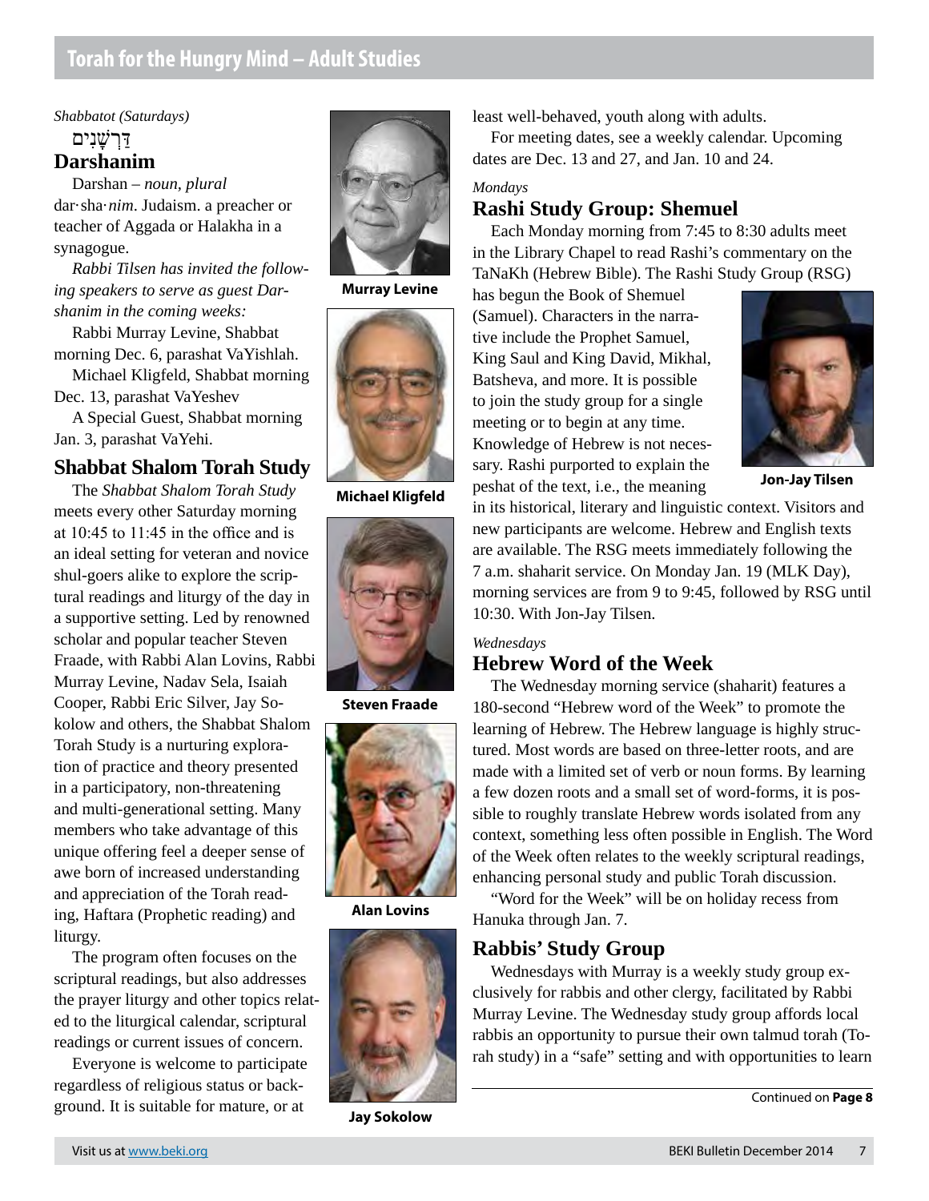## Torah for the Hungry Mind – Adult Studies

*Shabbatot (Saturdays)*

דַּרְשָׁנִים

### Darshanim

Darshan – *noun, plural* dar·sha·*nim*. Judaism. a preacher or teacher of Aggada or Halakha in a synagogue.

*Rabbi Tilsen has invited the following speakers to serve as guest Darshanim in the coming weeks:*

Rabbi Murray Levine, Shabbat morning Dec. 6, parashat VaYishlah.

Michael Kligfeld, Shabbat morning Dec. 13, parashat VaYeshev

A Special Guest, Shabbat morning Jan. 3, parashat VaYehi.

### Shabbat Shalom Torah Study

The *Shabbat Shalom Torah Study* meets every other Saturday morning at 10:45 to 11:45 in the office and is an ideal setting for veteran and novice shul-goers alike to explore the scriptural readings and liturgy of the day in a supportive setting. Led by renowned scholar and popular teacher Steven Fraade, with Rabbi Alan Lovins, Rabbi Murray Levine, Nadav Sela, Isaiah Cooper, Rabbi Eric Silver, Jay Sokolow and others, the Shabbat Shalom Torah Study is a nurturing exploration of practice and theory presented in a participatory, non-threatening and multi-generational setting. Many members who take advantage of this unique offering feel a deeper sense of awe born of increased understanding and appreciation of the Torah reading, Haftara (Prophetic reading) and liturgy.

The program often focuses on the scriptural readings, but also addresses the prayer liturgy and other topics related to the liturgical calendar, scriptural readings or current issues of concern.

Everyone is welcome to participate regardless of religious status or background. It is suitable for mature, or at least well-behaved, youth along with adults.

For meeting dates, see a weekly calendar. Upcoming dates are Dec. 13 and 27, and Jan. 10 and 24.

**Murray Levine**

**Michael Kligfeld**

**Steven Fraade**

**Alan Lovins**

**Jay Sokolow**

*Mondays*

### Rashi Study Group: Shemuel

Each Monday morning from 7:45 to 8:30 adults meet in the Library Chapel to read Rashi's commentary on the TaNaKh (Hebrew Bible). The Rashi Study Group (RSG) has begun the Book of Shemuel (Samuel). Characters in the narrative include the Prophet Samuel, King Saul and King David, Mikhal, Batsheva, and more. It is possible to join the study group for a single meeting or to begin at any time. Knowledge of Hebrew is not necessary. Rashi purported to explain the peshat of the text, i.e., the meaning in its historical, literary and linguistic context. Visitors and new participants are welcome. Hebrew and English texts are available. The RSG meets immediately following the 7 a.m. shaharit service. On Monday Jan. 19 (MLK Day), morning services are from 9 to 9:45, followed by RSG until 10:30. With Jon-Jay Tilsen.

**Jon-Jay Tilsen**

*Wednesdays*

### Hebrew Word of the Week

The Wednesday morning service (shaharit) features a 180-second "Hebrew word of the Week" to promote the learning of Hebrew. The Hebrew language is highly structured. Most words are based on three-letter roots, and are made with a limited set of verb or noun forms. By learning a few dozen roots and a small set of word-forms, it is possible to roughly translate Hebrew words isolated from any context, something less often possible in English. The Word of the Week often relates to the weekly scriptural readings, enhancing personal study and public Torah discussion.

"Word for the Week" will be on holiday recess from Hanuka through Jan. 7.

### Rabbis' Study Group

Wednesdays with Murray is a weekly study group exclusively for rabbis and other clergy, facilitated by Rabbi Murray Levine. The Wednesday study group affords local rabbis an opportunity to pursue their own talmud torah (Torah study) in a "safe" setting and with opportunities to learn

Continued on **Page 8**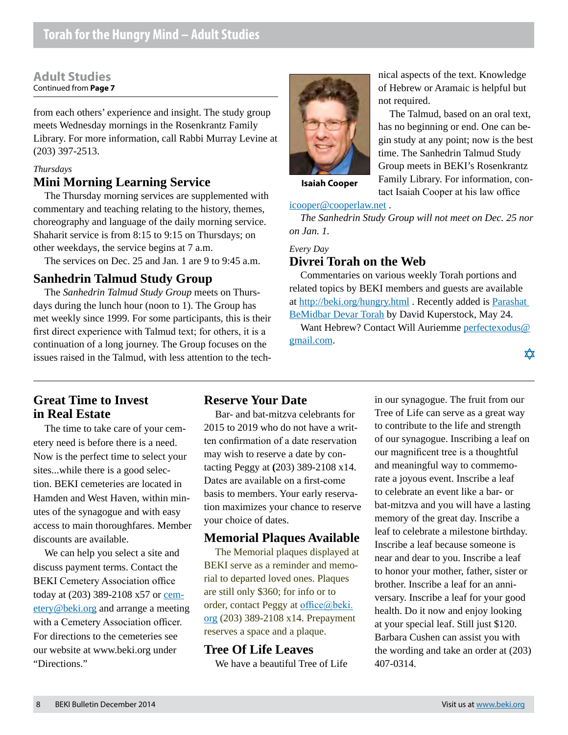# Torah for the Hungry Mind – Adult Studies

## Adult Studies

Continued from **Page 7**

from each others' experience and insight. The study group meets Wednesday mornings in the Rosenkrantz Family Library. For more information, call Rabbi Murray Levine at (203) 397-2513.

*Thursdays*

### Mini Morning Learning Service

The Thursday morning services are supplemented with commentary and teaching relating to the history, themes, choreography and language of the daily morning service. Shaharit service is from 8:15 to 9:15 on Thursdays; on other weekdays, the service begins at 7 a.m.

The services on Dec. 25 and Jan. 1 are 9 to 9:45 a.m.

### Sanhedrin Talmud Study Group

The *Sanhedrin Talmud Study Group* meets on Thursdays during the lunch hour (noon to 1). The Group has met weekly since 1999. For some participants, this is their first direct experience with Talmud text; for others, it is a continuation of a long journey. The Group focuses on the issues raised in the Talmud, with less attention to the technical aspects of the text. Knowledge of Hebrew or Aramaic is helpful but not required.

Isaiah Cooper

The Talmud, based on an oral text, has no beginning or end. One can begin study at any point; now is the best time. The Sanhedrin Talmud Study Group meets in BEKI's Rosenkrantz Family Library. For information, contact Isaiah Cooper at his law office icooper@cooperlaw.net .

*The Sanhedrin Study Group will not meet on Dec. 25 nor on Jan. 1.*

*Every Day*

### Divrei Torah on the Web

Commentaries on various weekly Torah portions and related topics by BEKI members and guests are available at http://beki.org/hungry.html . Recently added is Parashat BeMidbar Devar Torah by David Kuperstock, May 24.

Want Hebrew? Contact Will Auriemme perfectexodus@gmail.com.

✡

---

### Great Time to Invest in Real Estate

The time to take care of your cemetery need is before there is a need. Now is the perfect time to select your sites...while there is a good selection. BEKI cemeteries are located in Hamden and West Haven, within minutes of the synagogue and with easy access to main thoroughfares. Member discounts are available.

We can help you select a site and discuss payment terms. Contact the BEKI Cemetery Association office today at (203) 389-2108 x57 or cemetery@beki.org and arrange a meeting with a Cemetery Association officer. For directions to the cemeteries see our website at www.beki.org under "Directions."

### Reserve Your Date

Bar- and bat-mitzva celebrants for 2015 to 2019 who do not have a written confirmation of a date reservation may wish to reserve a date by contacting Peggy at **(**203) 389-2108 x14. Dates are available on a first-come basis to members. Your early reservation maximizes your chance to reserve your choice of dates.

### Memorial Plaques Available

The Memorial plaques displayed at BEKI serve as a reminder and memorial to departed loved ones. Plaques are still only $360; for info or to order, contact Peggy at office@beki.org (203) 389-2108 x14. Prepayment reserves a space and a plaque.

### Tree Of Life Leaves

We have a beautiful Tree of Life in our synagogue. The fruit from our Tree of Life can serve as a great way to contribute to the life and strength of our synagogue. Inscribing a leaf on our magnificent tree is a thoughtful and meaningful way to commemorate a joyous event. Inscribe a leaf to celebrate an event like a bar- or bat-mitzva and you will have a lasting memory of the great day. Inscribe a leaf to celebrate a milestone birthday. Inscribe a leaf because someone is near and dear to you. Inscribe a leaf to honor your mother, father, sister or brother. Inscribe a leaf for an anniversary. Inscribe a leaf for your good health. Do it now and enjoy looking at your special leaf. Still just $120. Barbara Cushen can assist you with the wording and take an order at (203) 407-0314.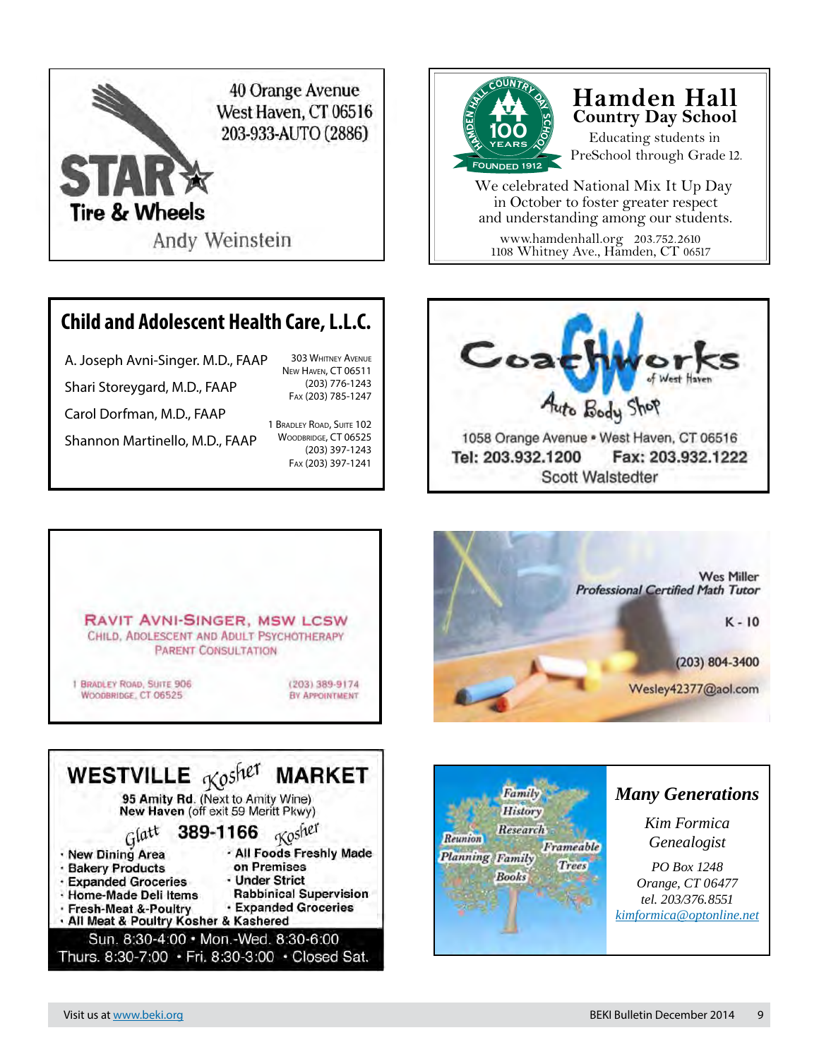**STAR Tire & Wheels**

40 Orange Avenue
West Haven, CT 06516
203-933-AUTO (2886)

Andy Weinstein

---

**Hamden Hall Country Day School**

100 Years — Founded 1912

Educating students in PreSchool through Grade 12.

We celebrated National Mix It Up Day in October to foster greater respect and understanding among our students.

www.hamdenhall.org 203.752.2610
1108 Whitney Ave., Hamden, CT 06517

---

## Child and Adolescent Health Care, L.L.C.

A. Joseph Avni-Singer. M.D., FAAP
Shari Storeygard, M.D., FAAP
Carol Dorfman, M.D., FAAP
Shannon Martinello, M.D., FAAP

303 Whitney Avenue
New Haven, CT 06511
(203) 776-1243
Fax (203) 785-1247

1 Bradley Road, Suite 102
Woodbridge, CT 06525
(203) 397-1243
Fax (203) 397-1241

---

**CoachWorks of West Haven**

Auto Body Shop

1058 Orange Avenue • West Haven, CT 06516
**Tel: 203.932.1200** **Fax: 203.932.1222**
Scott Walstedter

---

**RAVIT AVNI-SINGER, MSW LCSW**
Child, Adolescent and Adult Psychotherapy
Parent Consultation

1 Bradley Road, Suite 906
Woodbridge, CT 06525

(203) 389-9174
By Appointment

---

Wes Miller
*Professional Certified Math Tutor*

K - 10

(203) 804-3400

Wesley42377@aol.com

---

## WESTVILLE *Kosher* MARKET

**95 Amity Rd.** (Next to Amity Wine)
**New Haven** (off exit 59 Merritt Pkwy)

*Glatt* **389-1166** *Kosher*

- New Dining Area
- Bakery Products
- Expanded Groceries
- Home-Made Deli Items
- Fresh-Meat &-Poultry
- All Foods Freshly Made on Premises
- Under Strict Rabbinical Supervision
- Expanded Groceries
- All Meat & Poultry Kosher & Kashered

Sun. 8:30-4:00 • Mon.-Wed. 8:30-6:00
Thurs. 8:30-7:00 • Fri. 8:30-3:00 • Closed Sat.

---

Family History Research
Reunion Planning
Family Books
Frameable Family Trees

***Many Generations***

*Kim Formica*
*Genealogist*

*PO Box 1248*
*Orange, CT 06477*
*tel. 203/376.8551*
*kimformica@optonline.net*

---

Visit us at www.beki.org

BEKI Bulletin December 2014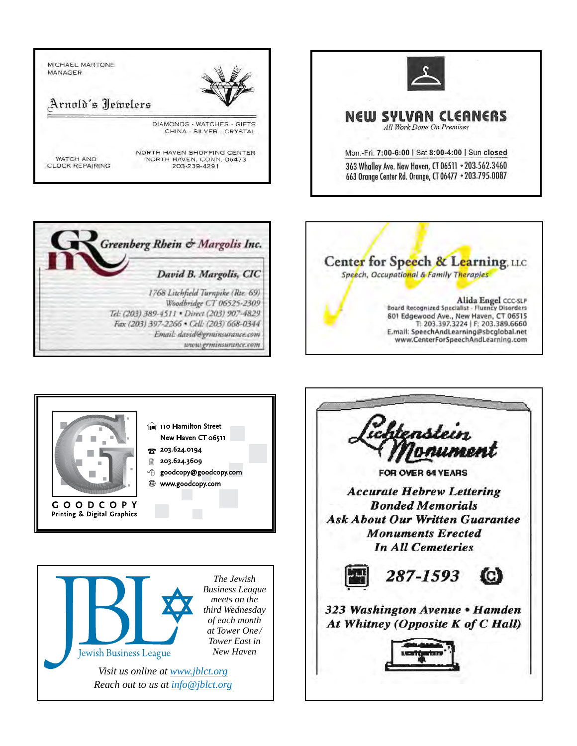MICHAEL MARTONE
MANAGER

**Arnold's Jewelers**

DIAMONDS - WATCHES - GIFTS
CHINA - SILVER - CRYSTAL

WATCH AND
CLOCK REPAIRING

NORTH HAVEN SHOPPING CENTER
NORTH HAVEN, CONN. 06473
203-239-4291

---

**NEW SYLVAN CLEANERS**

*All Work Done On Premises*

Mon.-Fri. **7:00-6:00** | Sat **8:00-4:00** | Sun **closed**

363 Whalley Ave. New Haven, CT 06511 • 203.562.3460
663 Orange Center Rd. Orange, CT 06477 • 203.795.0087

---

***Greenberg Rhein & Margolis Inc.***

***David B. Margolis, CIC***

*1768 Litchfield Turnpike (Rte. 69)*
*Woodbridge CT 06525-2309*
*Tel: (203) 389-4511 • Direct (203) 907-4829*
*Fax (203) 397-2266 • Cell: (203) 668-0344*
*Email: david@grminsurance.com*
*www.grminsurance.com*

---

**Center for Speech & Learning, LLC**

*Speech, Occupational & Family Therapies*

**Alida Engel** CCC-SLP
Board Recognized Specialist - Fluency Disorders
801 Edgewood Ave., New Haven, CT 06515
T: 203.397.3224 | F: 203.389.6660
E.mail: SpeechAndLearning@sbcglobal.net
www.CenterForSpeechAndLearning.com

---

110 Hamilton Street
New Haven CT 06511
203.624.0194
203.624.3609
goodcopy@goodcopy.com
www.goodcopy.com

**GOODCOPY**
Printing & Digital Graphics

---

**Lichtenstein Monument**

**FOR OVER 64 YEARS**

***Accurate Hebrew Lettering***
***Bonded Memorials***
***Ask About Our Written Guarantee***
***Monuments Erected***
***In All Cemeteries***

***287-1593***

***323 Washington Avenue • Hamden***
***At Whitney (Opposite K of C Hall)***

---

**JBL**
Jewish Business League

*The Jewish Business League meets on the third Wednesday of each month at Tower One/ Tower East in New Haven*

*Visit us online at www.jblct.org*
*Reach out to us at info@jblct.org*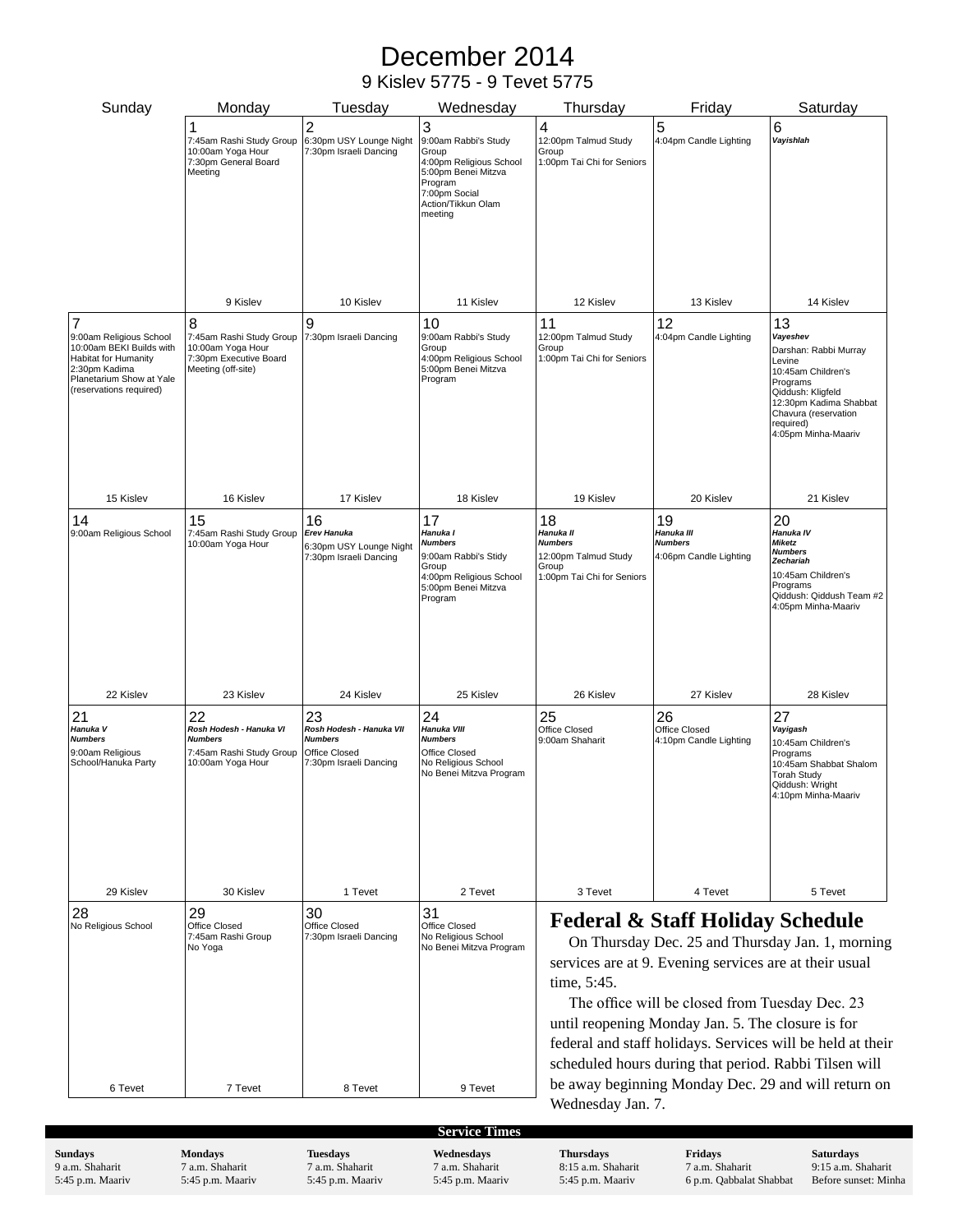# December 2014

9 Kislev 5775 - 9 Tevet 5775

| Sunday | Monday | Tuesday | Wednesday | Thursday | Friday | Saturday |
|---|---|---|---|---|---|---|
| | **1**<br>7:45am Rashi Study Group<br>10:00am Yoga Hour<br>7:30pm General Board Meeting<br>9 Kislev | **2**<br>6:30pm USY Lounge Night<br>7:30pm Israeli Dancing<br>10 Kislev | **3**<br>9:00am Rabbi's Study Group<br>4:00pm Religious School<br>5:00pm Benei Mitzva Program<br>7:00pm Social Action/Tikkun Olam meeting<br>11 Kislev | **4**<br>12:00pm Talmud Study Group<br>1:00pm Tai Chi for Seniors<br>12 Kislev | **5**<br>4:04pm Candle Lighting<br>13 Kislev | **6**<br>*Vayishlah*<br>14 Kislev |
| **7**<br>9:00am Religious School<br>10:00am BEKI Builds with Habitat for Humanity<br>2:30pm Kadima Planetarium Show at Yale (reservations required)<br>15 Kislev | **8**<br>7:45am Rashi Study Group<br>10:00am Yoga Hour<br>7:30pm Executive Board Meeting (off-site)<br>16 Kislev | **9**<br>7:30pm Israeli Dancing<br>17 Kislev | **10**<br>9:00am Rabbi's Study Group<br>4:00pm Religious School<br>5:00pm Benei Mitzva Program<br>18 Kislev | **11**<br>12:00pm Talmud Study Group<br>1:00pm Tai Chi for Seniors<br>19 Kislev | **12**<br>4:04pm Candle Lighting<br>20 Kislev | **13**<br>*Vayeshev*<br>Darshan: Rabbi Murray Levine<br>10:45am Children's Programs<br>Qiddush: Kligfeld<br>12:30pm Kadima Shabbat Chavura (reservation required)<br>4:05pm Minha-Maariv<br>21 Kislev |
| **14**<br>9:00am Religious School<br>22 Kislev | **15**<br>7:45am Rashi Study Group<br>10:00am Yoga Hour<br>23 Kislev | **16**<br>*Erev Hanuka*<br>6:30pm USY Lounge Night<br>7:30pm Israeli Dancing<br>24 Kislev | **17**<br>*Hanuka I*<br>*Numbers*<br>9:00am Rabbi's Stidy Group<br>4:00pm Religious School<br>5:00pm Benei Mitzva Program<br>25 Kislev | **18**<br>*Hanuka II*<br>*Numbers*<br>12:00pm Talmud Study Group<br>1:00pm Tai Chi for Seniors<br>26 Kislev | **19**<br>*Hanuka III*<br>*Numbers*<br>4:06pm Candle Lighting<br>27 Kislev | **20**<br>*Hanuka IV*<br>*Miketz*<br>*Numbers*<br>*Zechariah*<br>10:45am Children's Programs<br>Qiddush: Qiddush Team #2<br>4:05pm Minha-Maariv<br>28 Kislev |
| **21**<br>*Hanuka V*<br>*Numbers*<br>9:00am Religious School/Hanuka Party<br>29 Kislev | **22**<br>*Rosh Hodesh - Hanuka VI*<br>*Numbers*<br>7:45am Rashi Study Group<br>10:00am Yoga Hour<br>30 Kislev | **23**<br>*Rosh Hodesh - Hanuka VII*<br>*Numbers*<br>Office Closed<br>7:30pm Israeli Dancing<br>1 Tevet | **24**<br>*Hanuka VIII*<br>*Numbers*<br>Office Closed<br>No Religious School<br>No Benei Mitzva Program<br>2 Tevet | **25**<br>Office Closed<br>9:00am Shaharit<br>3 Tevet | **26**<br>Office Closed<br>4:10pm Candle Lighting<br>4 Tevet | **27**<br>*Vayigash*<br>10:45am Children's Programs<br>10:45am Shabbat Shalom Torah Study<br>Qiddush: Wright<br>4:10pm Minha-Maariv<br>5 Tevet |
| **28**<br>No Religious School<br>6 Tevet | **29**<br>Office Closed<br>7:45am Rashi Group<br>No Yoga<br>7 Tevet | **30**<br>Office Closed<br>7:30pm Israeli Dancing<br>8 Tevet | **31**<br>Office Closed<br>No Religious School<br>No Benei Mitzva Program<br>9 Tevet | | | |

## Federal & Staff Holiday Schedule

On Thursday Dec. 25 and Thursday Jan. 1, morning services are at 9. Evening services are at their usual time, 5:45.

The office will be closed from Tuesday Dec. 23 until reopening Monday Jan. 5. The closure is for federal and staff holidays. Services will be held at their scheduled hours during that period. Rabbi Tilsen will be away beginning Monday Dec. 29 and will return on Wednesday Jan. 7.

**Service Times**

| Sundays | Mondays | Tuesdays | Wednesdays | Thursdays | Fridays | Saturdays |
|---|---|---|---|---|---|---|
| 9 a.m. Shaharit | 7 a.m. Shaharit | 7 a.m. Shaharit | 7 a.m. Shaharit | 8:15 a.m. Shaharit | 7 a.m. Shaharit | 9:15 a.m. Shaharit |
| 5:45 p.m. Maariv | 5:45 p.m. Maariv | 5:45 p.m. Maariv | 5:45 p.m. Maariv | 5:45 p.m. Maariv | 6 p.m. Qabbalat Shabbat | Before sunset: Minha |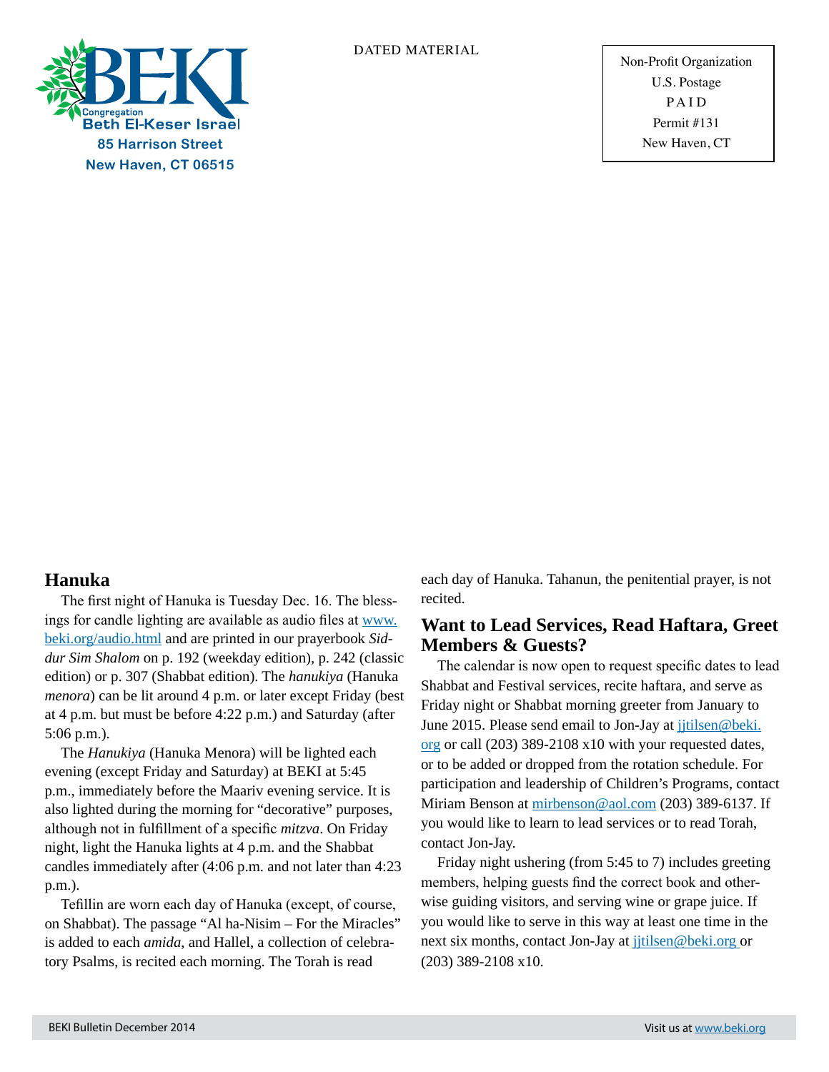Congregation
Beth El-Keser Israel
85 Harrison Street
New Haven, CT 06515

DATED MATERIAL

Non-Profit Organization
U.S. Postage
PAID
Permit #131
New Haven, CT

## Hanuka

The first night of Hanuka is Tuesday Dec. 16. The blessings for candle lighting are available as audio files at www.beki.org/audio.html and are printed in our prayerbook *Siddur Sim Shalom* on p. 192 (weekday edition), p. 242 (classic edition) or p. 307 (Shabbat edition). The *hanukiya* (Hanuka *menora*) can be lit around 4 p.m. or later except Friday (best at 4 p.m. but must be before 4:22 p.m.) and Saturday (after 5:06 p.m.).

The *Hanukiya* (Hanuka Menora) will be lighted each evening (except Friday and Saturday) at BEKI at 5:45 p.m., immediately before the Maariv evening service. It is also lighted during the morning for "decorative" purposes, although not in fulfillment of a specific *mitzva*. On Friday night, light the Hanuka lights at 4 p.m. and the Shabbat candles immediately after (4:06 p.m. and not later than 4:23 p.m.).

Tefillin are worn each day of Hanuka (except, of course, on Shabbat). The passage "Al ha-Nisim – For the Miracles" is added to each *amida*, and Hallel, a collection of celebratory Psalms, is recited each morning. The Torah is read each day of Hanuka. Tahanun, the penitential prayer, is not recited.

## Want to Lead Services, Read Haftara, Greet Members & Guests?

The calendar is now open to request specific dates to lead Shabbat and Festival services, recite haftara, and serve as Friday night or Shabbat morning greeter from January to June 2015. Please send email to Jon-Jay at jjtilsen@beki.org or call (203) 389-2108 x10 with your requested dates, or to be added or dropped from the rotation schedule. For participation and leadership of Children's Programs, contact Miriam Benson at mirbenson@aol.com (203) 389-6137. If you would like to learn to lead services or to read Torah, contact Jon-Jay.

Friday night ushering (from 5:45 to 7) includes greeting members, helping guests find the correct book and otherwise guiding visitors, and serving wine or grape juice. If you would like to serve in this way at least one time in the next six months, contact Jon-Jay at jjtilsen@beki.org or (203) 389-2108 x10.